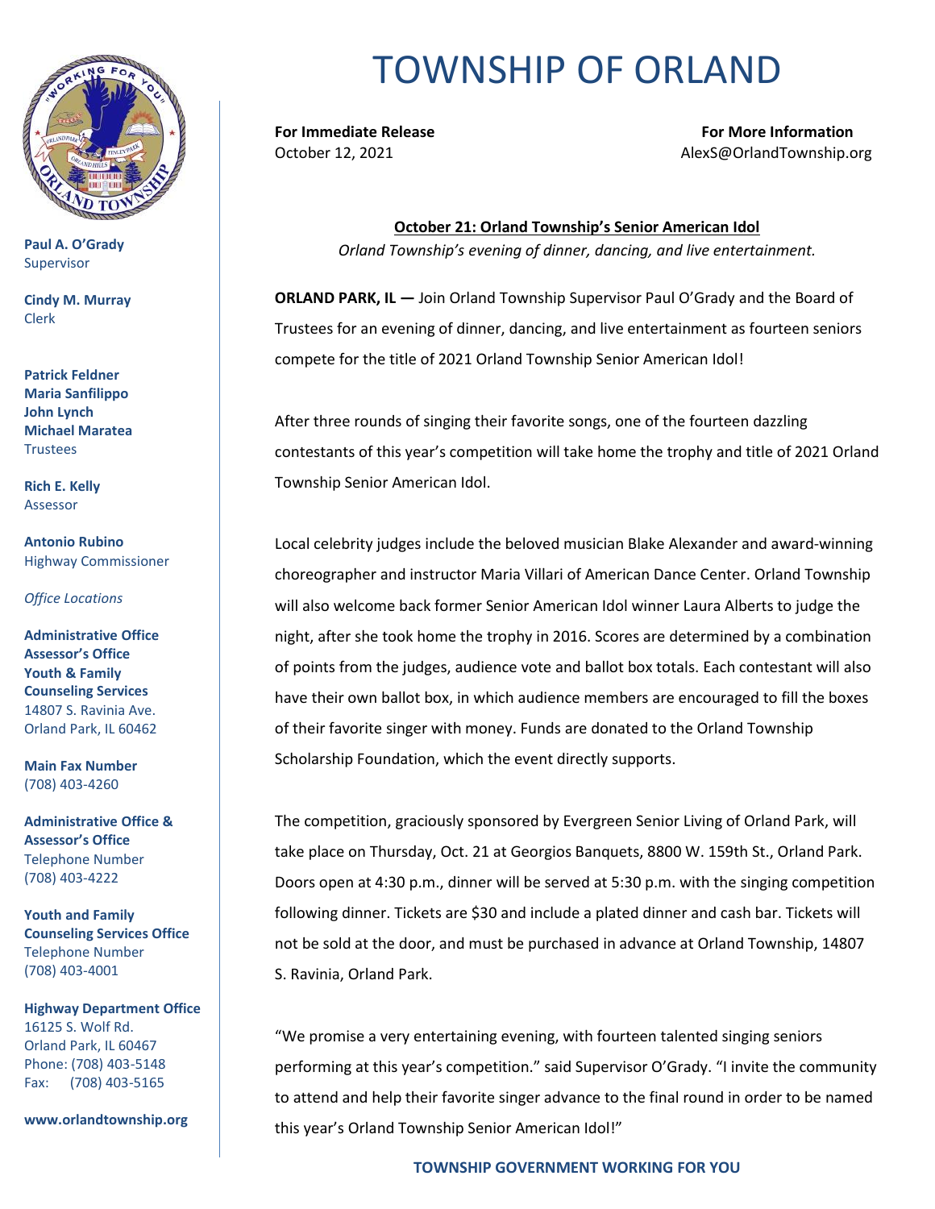# TOWNSHIP OF ORLAND

**Paul A. O'Grady**
Supervisor

**Cindy M. Murray**
Clerk

**Patrick Feldner**
**Maria Sanfilippo**
**John Lynch**
**Michael Maratea**
Trustees

**Rich E. Kelly**
Assessor

**Antonio Rubino**
Highway Commissioner

*Office Locations*

**Administrative Office**
**Assessor's Office**
**Youth & Family Counseling Services**
14807 S. Ravinia Ave.
Orland Park, IL 60462

**Main Fax Number**
(708) 403-4260

**Administrative Office & Assessor's Office**
Telephone Number
(708) 403-4222

**Youth and Family Counseling Services Office**
Telephone Number
(708) 403-4001

**Highway Department Office**
16125 S. Wolf Rd.
Orland Park, IL 60467
Phone: (708) 403-5148
Fax: (708) 403-5165

**www.orlandtownship.org**

---

**For Immediate Release**
October 12, 2021

**For More Information**
AlexS@OrlandTownship.org

**October 21: Orland Township's Senior American Idol**

*Orland Township's evening of dinner, dancing, and live entertainment.*

**ORLAND PARK, IL —** Join Orland Township Supervisor Paul O'Grady and the Board of Trustees for an evening of dinner, dancing, and live entertainment as fourteen seniors compete for the title of 2021 Orland Township Senior American Idol!

After three rounds of singing their favorite songs, one of the fourteen dazzling contestants of this year's competition will take home the trophy and title of 2021 Orland Township Senior American Idol.

Local celebrity judges include the beloved musician Blake Alexander and award-winning choreographer and instructor Maria Villari of American Dance Center. Orland Township will also welcome back former Senior American Idol winner Laura Alberts to judge the night, after she took home the trophy in 2016. Scores are determined by a combination of points from the judges, audience vote and ballot box totals. Each contestant will also have their own ballot box, in which audience members are encouraged to fill the boxes of their favorite singer with money. Funds are donated to the Orland Township Scholarship Foundation, which the event directly supports.

The competition, graciously sponsored by Evergreen Senior Living of Orland Park, will take place on Thursday, Oct. 21 at Georgios Banquets, 8800 W. 159th St., Orland Park. Doors open at 4:30 p.m., dinner will be served at 5:30 p.m. with the singing competition following dinner. Tickets are $30 and include a plated dinner and cash bar. Tickets will not be sold at the door, and must be purchased in advance at Orland Township, 14807 S. Ravinia, Orland Park.

"We promise a very entertaining evening, with fourteen talented singing seniors performing at this year's competition." said Supervisor O'Grady. "I invite the community to attend and help their favorite singer advance to the final round in order to be named this year's Orland Township Senior American Idol!"

**TOWNSHIP GOVERNMENT WORKING FOR YOU**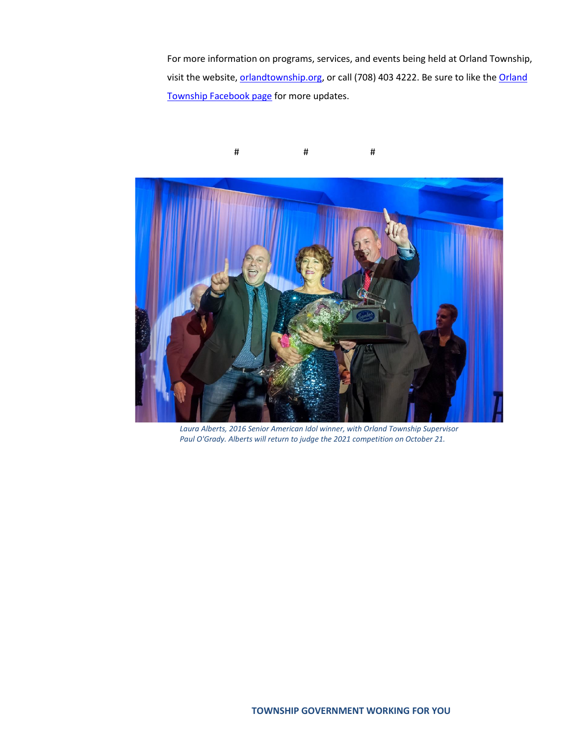For more information on programs, services, and events being held at Orland Township, visit the website, [orlandtownship.org](orlandtownship.org), or call (708) 403 4222. Be sure to like the [Orland Township Facebook page](Orland Township Facebook page) for more updates.

# # #

*Laura Alberts, 2016 Senior American Idol winner, with Orland Township Supervisor Paul O'Grady. Alberts will return to judge the 2021 competition on October 21.*

**TOWNSHIP GOVERNMENT WORKING FOR YOU**